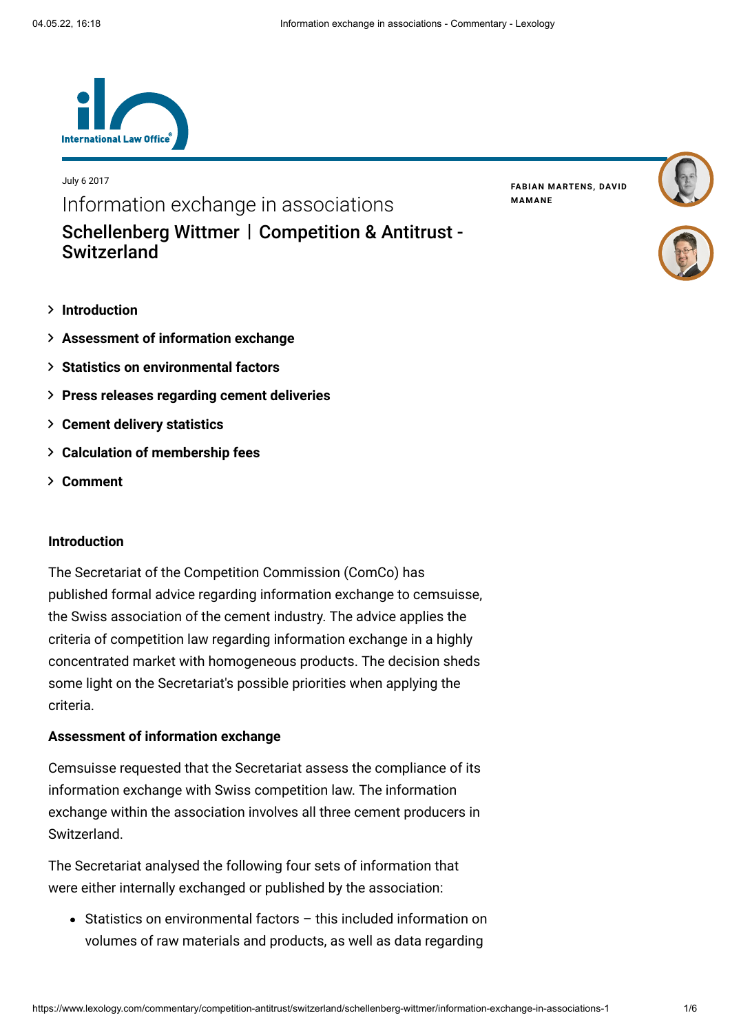July 6 2017

# Information exchange in associations

## Schellenberg Wittmer | Competition & Antitrust - Switzerland

**FABIAN MARTENS, DAVID MAMANE**

- **Introduction**
- **Assessment of information exchange**
- **Statistics on environmental factors**
- **Press releases regarding cement deliveries**
- **Cement delivery statistics**
- **Calculation of membership fees**
- **Comment**

### Introduction

The Secretariat of the Competition Commission (ComCo) has published formal advice regarding information exchange to cemsuisse, the Swiss association of the cement industry. The advice applies the criteria of competition law regarding information exchange in a highly concentrated market with homogeneous products. The decision sheds some light on the Secretariat's possible priorities when applying the criteria.

### Assessment of information exchange

Cemsuisse requested that the Secretariat assess the compliance of its information exchange with Swiss competition law. The information exchange within the association involves all three cement producers in Switzerland.

The Secretariat analysed the following four sets of information that were either internally exchanged or published by the association:

- Statistics on environmental factors – this included information on volumes of raw materials and products, as well as data regarding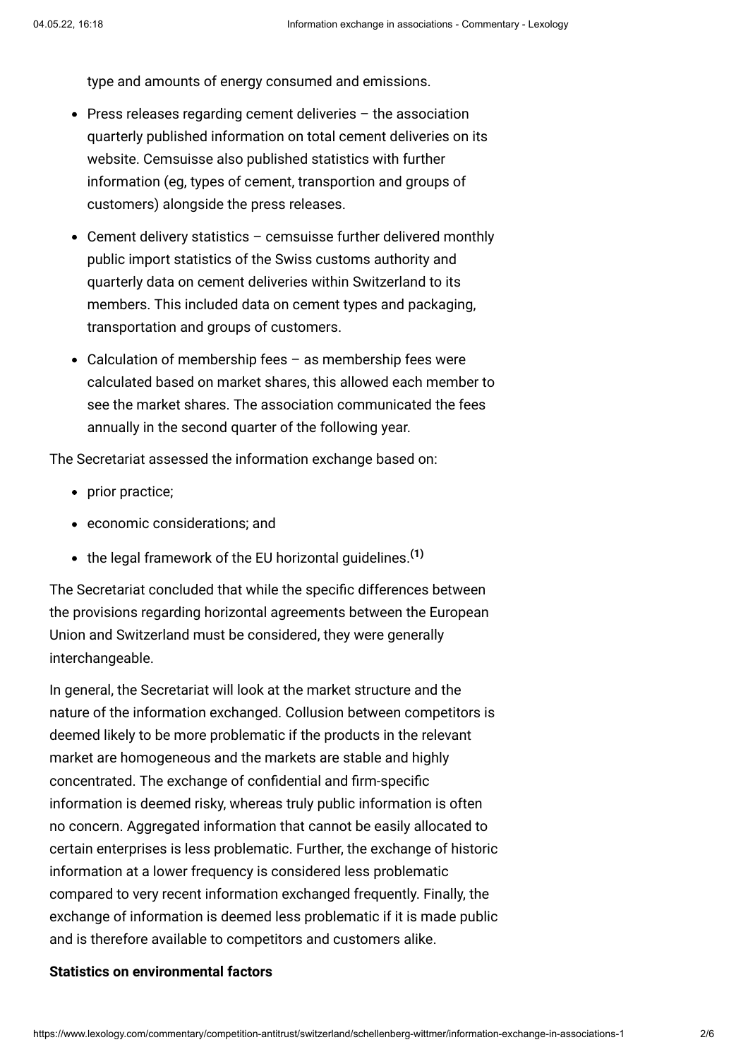type and amounts of energy consumed and emissions.

- Press releases regarding cement deliveries – the association quarterly published information on total cement deliveries on its website. Cemsuisse also published statistics with further information (eg, types of cement, transportion and groups of customers) alongside the press releases.
- Cement delivery statistics – cemsuisse further delivered monthly public import statistics of the Swiss customs authority and quarterly data on cement deliveries within Switzerland to its members. This included data on cement types and packaging, transportation and groups of customers.
- Calculation of membership fees – as membership fees were calculated based on market shares, this allowed each member to see the market shares. The association communicated the fees annually in the second quarter of the following year.

The Secretariat assessed the information exchange based on:

- prior practice;
- economic considerations; and
- the legal framework of the EU horizontal guidelines.[(1)]

The Secretariat concluded that while the specific differences between the provisions regarding horizontal agreements between the European Union and Switzerland must be considered, they were generally interchangeable.

In general, the Secretariat will look at the market structure and the nature of the information exchanged. Collusion between competitors is deemed likely to be more problematic if the products in the relevant market are homogeneous and the markets are stable and highly concentrated. The exchange of confidential and firm-specific information is deemed risky, whereas truly public information is often no concern. Aggregated information that cannot be easily allocated to certain enterprises is less problematic. Further, the exchange of historic information at a lower frequency is considered less problematic compared to very recent information exchanged frequently. Finally, the exchange of information is deemed less problematic if it is made public and is therefore available to competitors and customers alike.

**Statistics on environmental factors**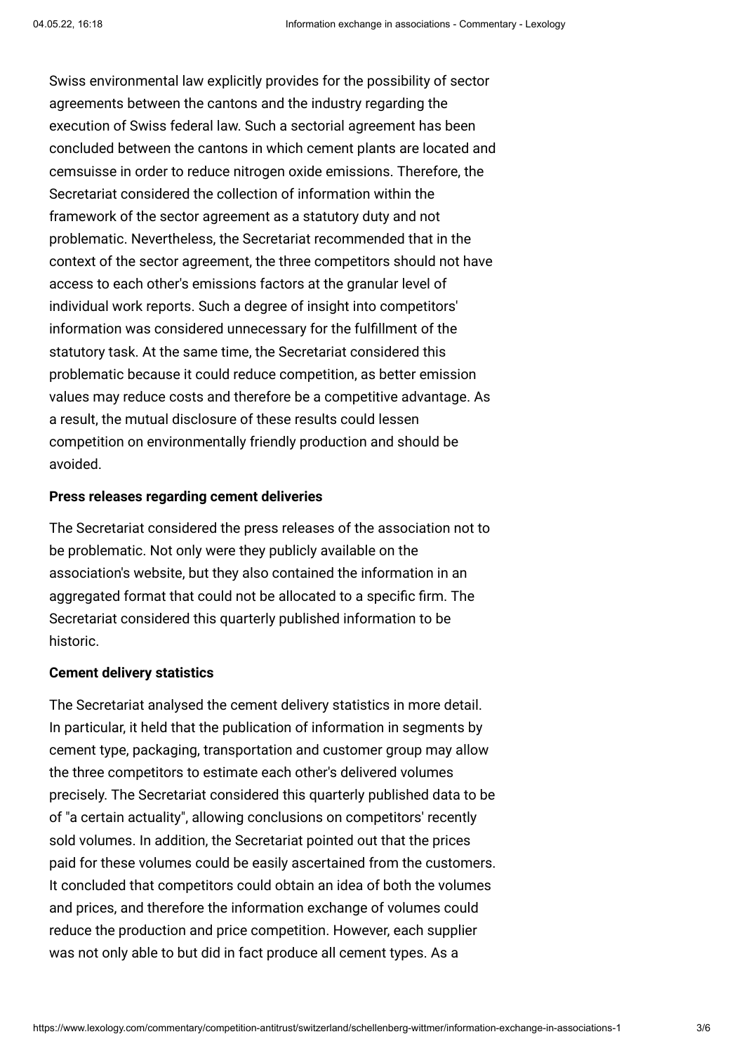Swiss environmental law explicitly provides for the possibility of sector agreements between the cantons and the industry regarding the execution of Swiss federal law. Such a sectorial agreement has been concluded between the cantons in which cement plants are located and cemsuisse in order to reduce nitrogen oxide emissions. Therefore, the Secretariat considered the collection of information within the framework of the sector agreement as a statutory duty and not problematic. Nevertheless, the Secretariat recommended that in the context of the sector agreement, the three competitors should not have access to each other's emissions factors at the granular level of individual work reports. Such a degree of insight into competitors' information was considered unnecessary for the fulfillment of the statutory task. At the same time, the Secretariat considered this problematic because it could reduce competition, as better emission values may reduce costs and therefore be a competitive advantage. As a result, the mutual disclosure of these results could lessen competition on environmentally friendly production and should be avoided.

**Press releases regarding cement deliveries**

The Secretariat considered the press releases of the association not to be problematic. Not only were they publicly available on the association's website, but they also contained the information in an aggregated format that could not be allocated to a specific firm. The Secretariat considered this quarterly published information to be historic.

**Cement delivery statistics**

The Secretariat analysed the cement delivery statistics in more detail. In particular, it held that the publication of information in segments by cement type, packaging, transportation and customer group may allow the three competitors to estimate each other's delivered volumes precisely. The Secretariat considered this quarterly published data to be of "a certain actuality", allowing conclusions on competitors' recently sold volumes. In addition, the Secretariat pointed out that the prices paid for these volumes could be easily ascertained from the customers. It concluded that competitors could obtain an idea of both the volumes and prices, and therefore the information exchange of volumes could reduce the production and price competition. However, each supplier was not only able to but did in fact produce all cement types. As a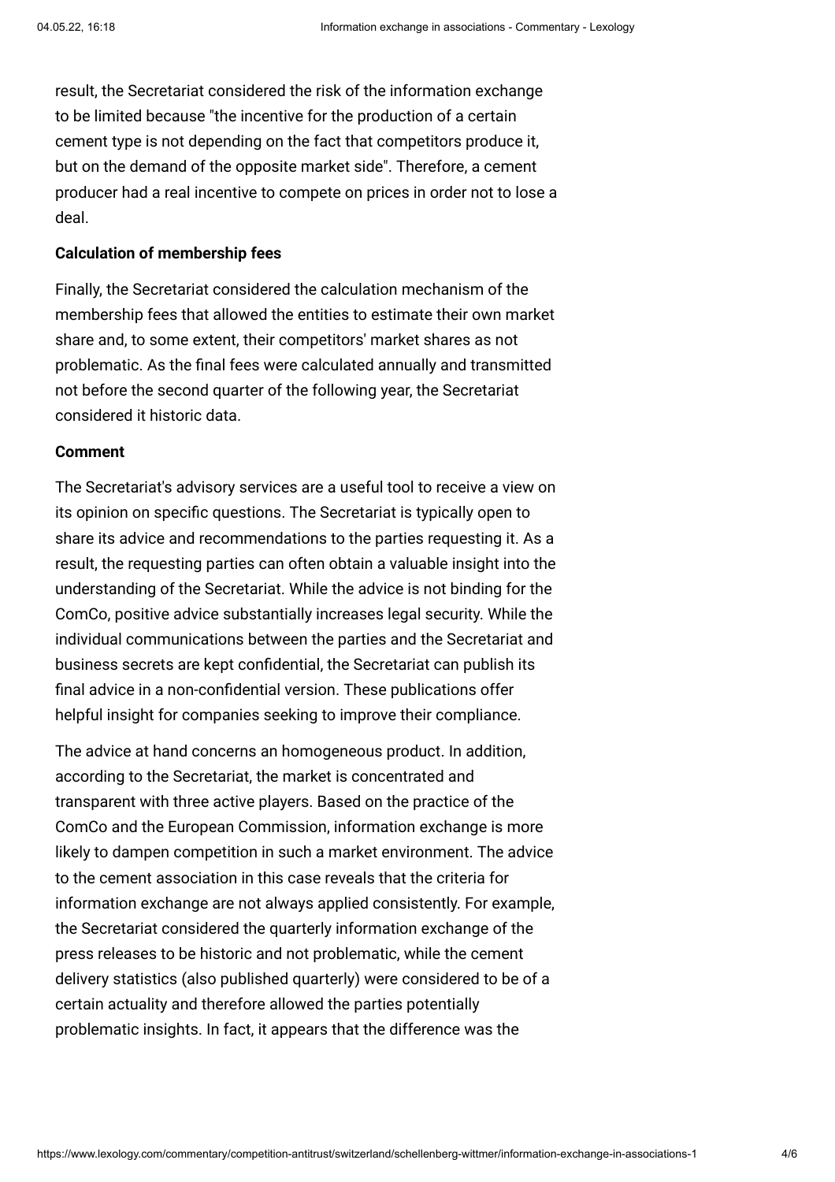result, the Secretariat considered the risk of the information exchange to be limited because "the incentive for the production of a certain cement type is not depending on the fact that competitors produce it, but on the demand of the opposite market side". Therefore, a cement producer had a real incentive to compete on prices in order not to lose a deal.

**Calculation of membership fees**

Finally, the Secretariat considered the calculation mechanism of the membership fees that allowed the entities to estimate their own market share and, to some extent, their competitors' market shares as not problematic. As the final fees were calculated annually and transmitted not before the second quarter of the following year, the Secretariat considered it historic data.

**Comment**

The Secretariat's advisory services are a useful tool to receive a view on its opinion on specific questions. The Secretariat is typically open to share its advice and recommendations to the parties requesting it. As a result, the requesting parties can often obtain a valuable insight into the understanding of the Secretariat. While the advice is not binding for the ComCo, positive advice substantially increases legal security. While the individual communications between the parties and the Secretariat and business secrets are kept confidential, the Secretariat can publish its final advice in a non-confidential version. These publications offer helpful insight for companies seeking to improve their compliance.

The advice at hand concerns an homogeneous product. In addition, according to the Secretariat, the market is concentrated and transparent with three active players. Based on the practice of the ComCo and the European Commission, information exchange is more likely to dampen competition in such a market environment. The advice to the cement association in this case reveals that the criteria for information exchange are not always applied consistently. For example, the Secretariat considered the quarterly information exchange of the press releases to be historic and not problematic, while the cement delivery statistics (also published quarterly) were considered to be of a certain actuality and therefore allowed the parties potentially problematic insights. In fact, it appears that the difference was the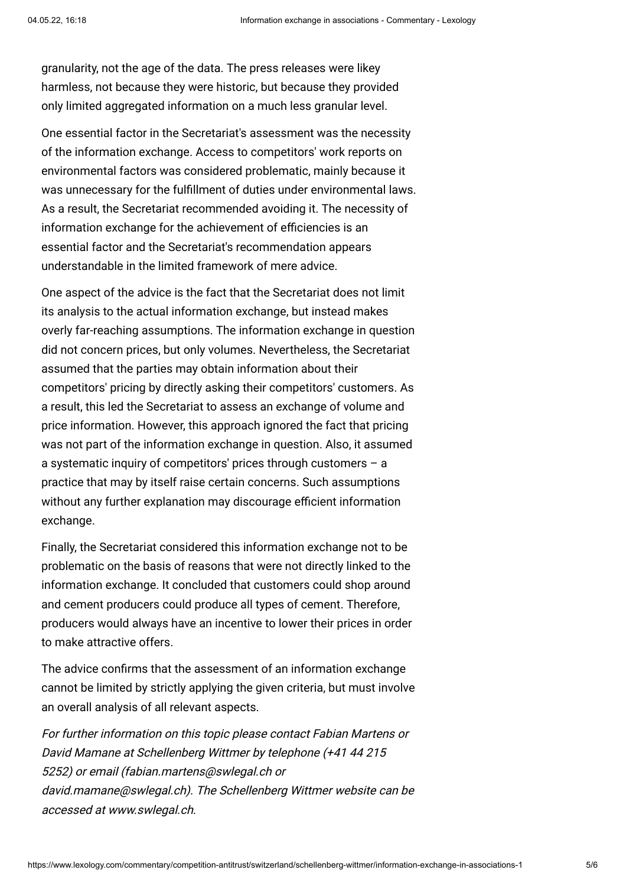granularity, not the age of the data. The press releases were likey harmless, not because they were historic, but because they provided only limited aggregated information on a much less granular level.

One essential factor in the Secretariat's assessment was the necessity of the information exchange. Access to competitors' work reports on environmental factors was considered problematic, mainly because it was unnecessary for the fulfillment of duties under environmental laws. As a result, the Secretariat recommended avoiding it. The necessity of information exchange for the achievement of efficiencies is an essential factor and the Secretariat's recommendation appears understandable in the limited framework of mere advice.

One aspect of the advice is the fact that the Secretariat does not limit its analysis to the actual information exchange, but instead makes overly far-reaching assumptions. The information exchange in question did not concern prices, but only volumes. Nevertheless, the Secretariat assumed that the parties may obtain information about their competitors' pricing by directly asking their competitors' customers. As a result, this led the Secretariat to assess an exchange of volume and price information. However, this approach ignored the fact that pricing was not part of the information exchange in question. Also, it assumed a systematic inquiry of competitors' prices through customers – a practice that may by itself raise certain concerns. Such assumptions without any further explanation may discourage efficient information exchange.

Finally, the Secretariat considered this information exchange not to be problematic on the basis of reasons that were not directly linked to the information exchange. It concluded that customers could shop around and cement producers could produce all types of cement. Therefore, producers would always have an incentive to lower their prices in order to make attractive offers.

The advice confirms that the assessment of an information exchange cannot be limited by strictly applying the given criteria, but must involve an overall analysis of all relevant aspects.

*For further information on this topic please contact Fabian Martens or David Mamane at Schellenberg Wittmer by telephone (+41 44 215 5252) or email (fabian.martens@swlegal.ch or david.mamane@swlegal.ch). The Schellenberg Wittmer website can be accessed at www.swlegal.ch.*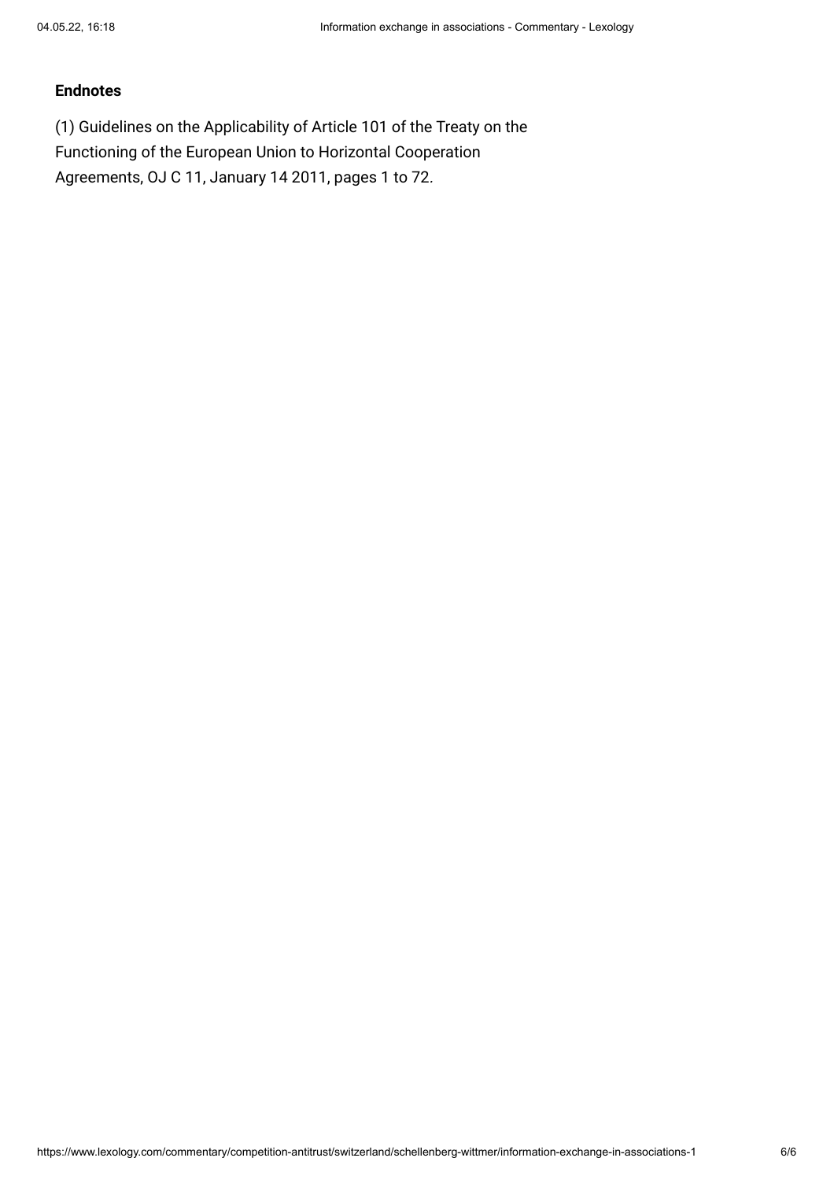**Endnotes**

(1) Guidelines on the Applicability of Article 101 of the Treaty on the Functioning of the European Union to Horizontal Cooperation Agreements, OJ C 11, January 14 2011, pages 1 to 72.